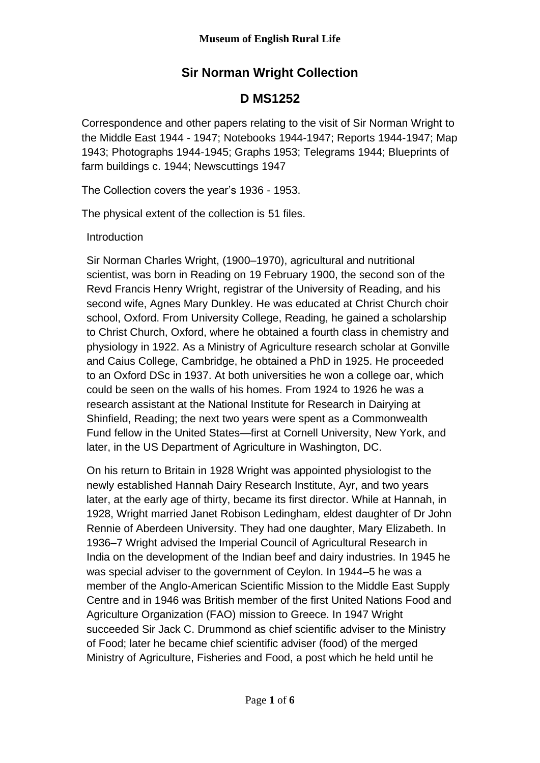**Museum of English Rural Life**

# Sir Norman Wright Collection

## D MS1252

Correspondence and other papers relating to the visit of Sir Norman Wright to the Middle East 1944 - 1947; Notebooks 1944-1947; Reports 1944-1947; Map 1943; Photographs 1944-1945; Graphs 1953; Telegrams 1944; Blueprints of farm buildings c. 1944; Newscuttings 1947

The Collection covers the year's 1936 - 1953.

The physical extent of the collection is 51 files.

Introduction

Sir Norman Charles Wright, (1900–1970), agricultural and nutritional scientist, was born in Reading on 19 February 1900, the second son of the Revd Francis Henry Wright, registrar of the University of Reading, and his second wife, Agnes Mary Dunkley. He was educated at Christ Church choir school, Oxford. From University College, Reading, he gained a scholarship to Christ Church, Oxford, where he obtained a fourth class in chemistry and physiology in 1922. As a Ministry of Agriculture research scholar at Gonville and Caius College, Cambridge, he obtained a PhD in 1925. He proceeded to an Oxford DSc in 1937. At both universities he won a college oar, which could be seen on the walls of his homes. From 1924 to 1926 he was a research assistant at the National Institute for Research in Dairying at Shinfield, Reading; the next two years were spent as a Commonwealth Fund fellow in the United States—first at Cornell University, New York, and later, in the US Department of Agriculture in Washington, DC.

On his return to Britain in 1928 Wright was appointed physiologist to the newly established Hannah Dairy Research Institute, Ayr, and two years later, at the early age of thirty, became its first director. While at Hannah, in 1928, Wright married Janet Robison Ledingham, eldest daughter of Dr John Rennie of Aberdeen University. They had one daughter, Mary Elizabeth. In 1936–7 Wright advised the Imperial Council of Agricultural Research in India on the development of the Indian beef and dairy industries. In 1945 he was special adviser to the government of Ceylon. In 1944–5 he was a member of the Anglo-American Scientific Mission to the Middle East Supply Centre and in 1946 was British member of the first United Nations Food and Agriculture Organization (FAO) mission to Greece. In 1947 Wright succeeded Sir Jack C. Drummond as chief scientific adviser to the Ministry of Food; later he became chief scientific adviser (food) of the merged Ministry of Agriculture, Fisheries and Food, a post which he held until he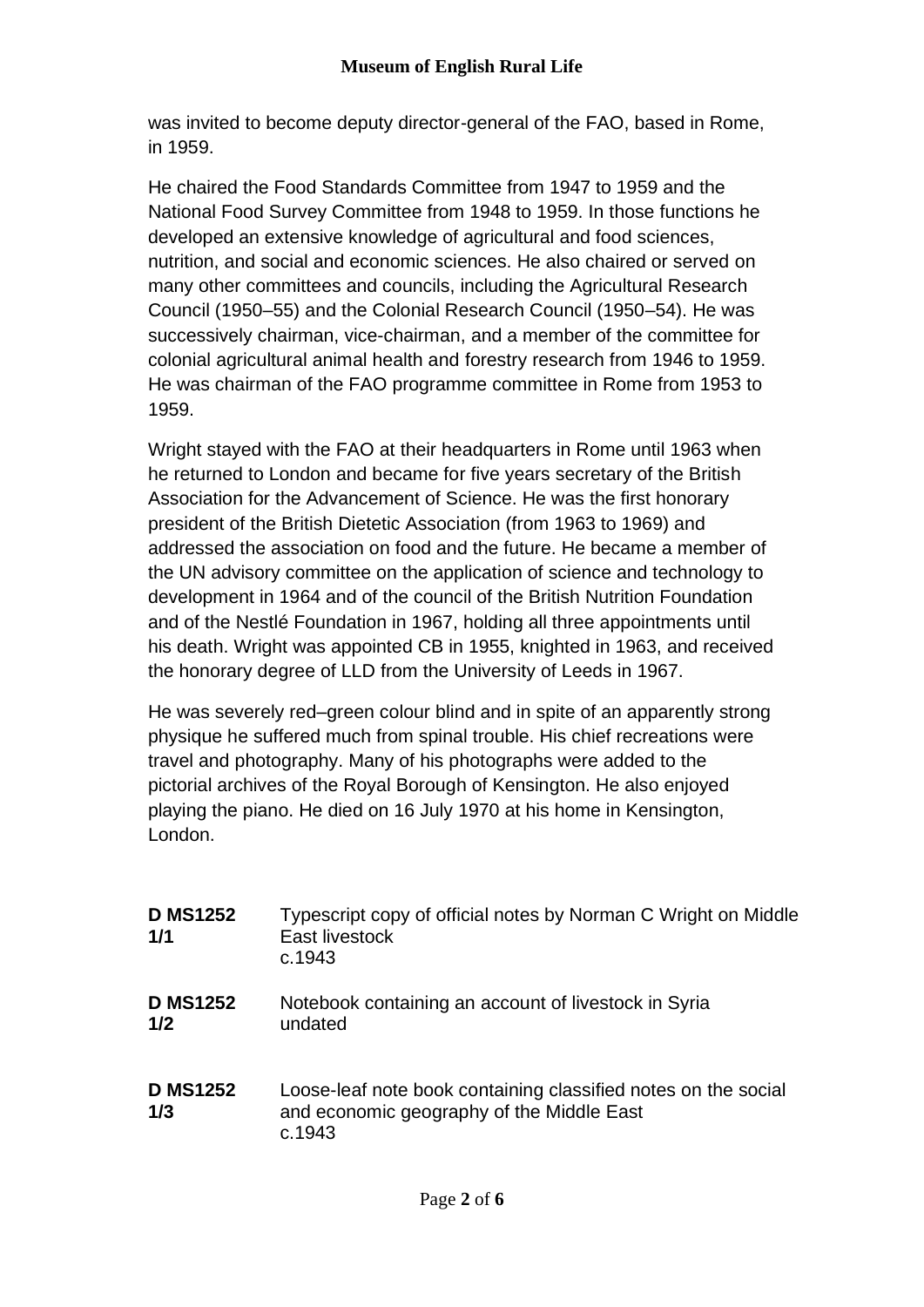was invited to become deputy director-general of the FAO, based in Rome, in 1959.

He chaired the Food Standards Committee from 1947 to 1959 and the National Food Survey Committee from 1948 to 1959. In those functions he developed an extensive knowledge of agricultural and food sciences, nutrition, and social and economic sciences. He also chaired or served on many other committees and councils, including the Agricultural Research Council (1950–55) and the Colonial Research Council (1950–54). He was successively chairman, vice-chairman, and a member of the committee for colonial agricultural animal health and forestry research from 1946 to 1959. He was chairman of the FAO programme committee in Rome from 1953 to 1959.

Wright stayed with the FAO at their headquarters in Rome until 1963 when he returned to London and became for five years secretary of the British Association for the Advancement of Science. He was the first honorary president of the British Dietetic Association (from 1963 to 1969) and addressed the association on food and the future. He became a member of the UN advisory committee on the application of science and technology to development in 1964 and of the council of the British Nutrition Foundation and of the Nestlé Foundation in 1967, holding all three appointments until his death. Wright was appointed CB in 1955, knighted in 1963, and received the honorary degree of LLD from the University of Leeds in 1967.

He was severely red–green colour blind and in spite of an apparently strong physique he suffered much from spinal trouble. His chief recreations were travel and photography. Many of his photographs were added to the pictorial archives of the Royal Borough of Kensington. He also enjoyed playing the piano. He died on 16 July 1970 at his home in Kensington, London.

| | |
|---|---|
| **D MS1252 1/1** | Typescript copy of official notes by Norman C Wright on Middle East livestock<br>c.1943 |
| **D MS1252 1/2** | Notebook containing an account of livestock in Syria<br>undated |
| **D MS1252 1/3** | Loose-leaf note book containing classified notes on the social and economic geography of the Middle East<br>c.1943 |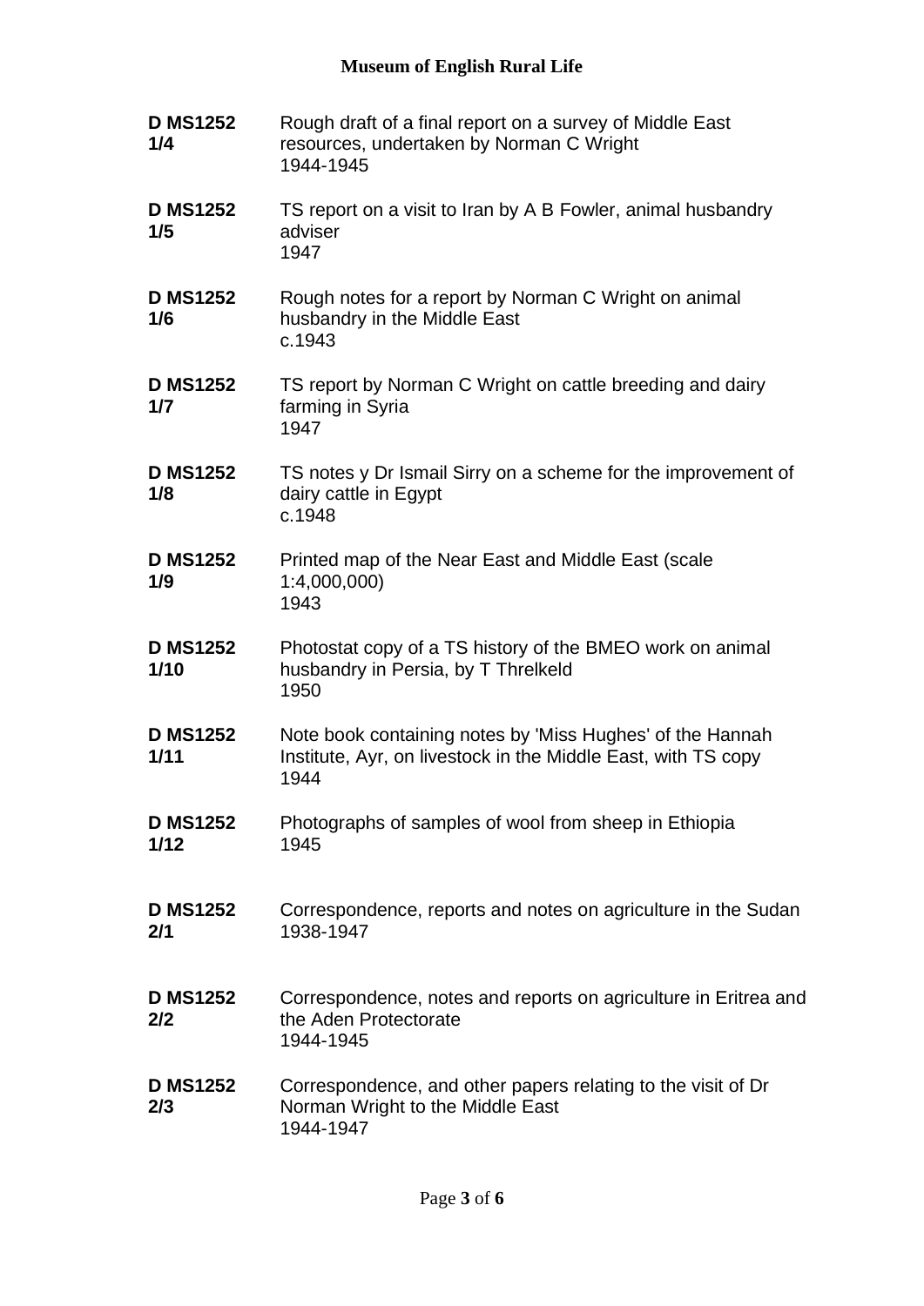**D MS1252 1/4** Rough draft of a final report on a survey of Middle East resources, undertaken by Norman C Wright
1944-1945

**D MS1252 1/5** TS report on a visit to Iran by A B Fowler, animal husbandry adviser
1947

**D MS1252 1/6** Rough notes for a report by Norman C Wright on animal husbandry in the Middle East
c.1943

**D MS1252 1/7** TS report by Norman C Wright on cattle breeding and dairy farming in Syria
1947

**D MS1252 1/8** TS notes y Dr Ismail Sirry on a scheme for the improvement of dairy cattle in Egypt
c.1948

**D MS1252 1/9** Printed map of the Near East and Middle East (scale 1:4,000,000)
1943

**D MS1252 1/10** Photostat copy of a TS history of the BMEO work on animal husbandry in Persia, by T Threlkeld
1950

**D MS1252 1/11** Note book containing notes by 'Miss Hughes' of the Hannah Institute, Ayr, on livestock in the Middle East, with TS copy
1944

**D MS1252 1/12** Photographs of samples of wool from sheep in Ethiopia
1945

**D MS1252 2/1** Correspondence, reports and notes on agriculture in the Sudan
1938-1947

**D MS1252 2/2** Correspondence, notes and reports on agriculture in Eritrea and the Aden Protectorate
1944-1945

**D MS1252 2/3** Correspondence, and other papers relating to the visit of Dr Norman Wright to the Middle East
1944-1947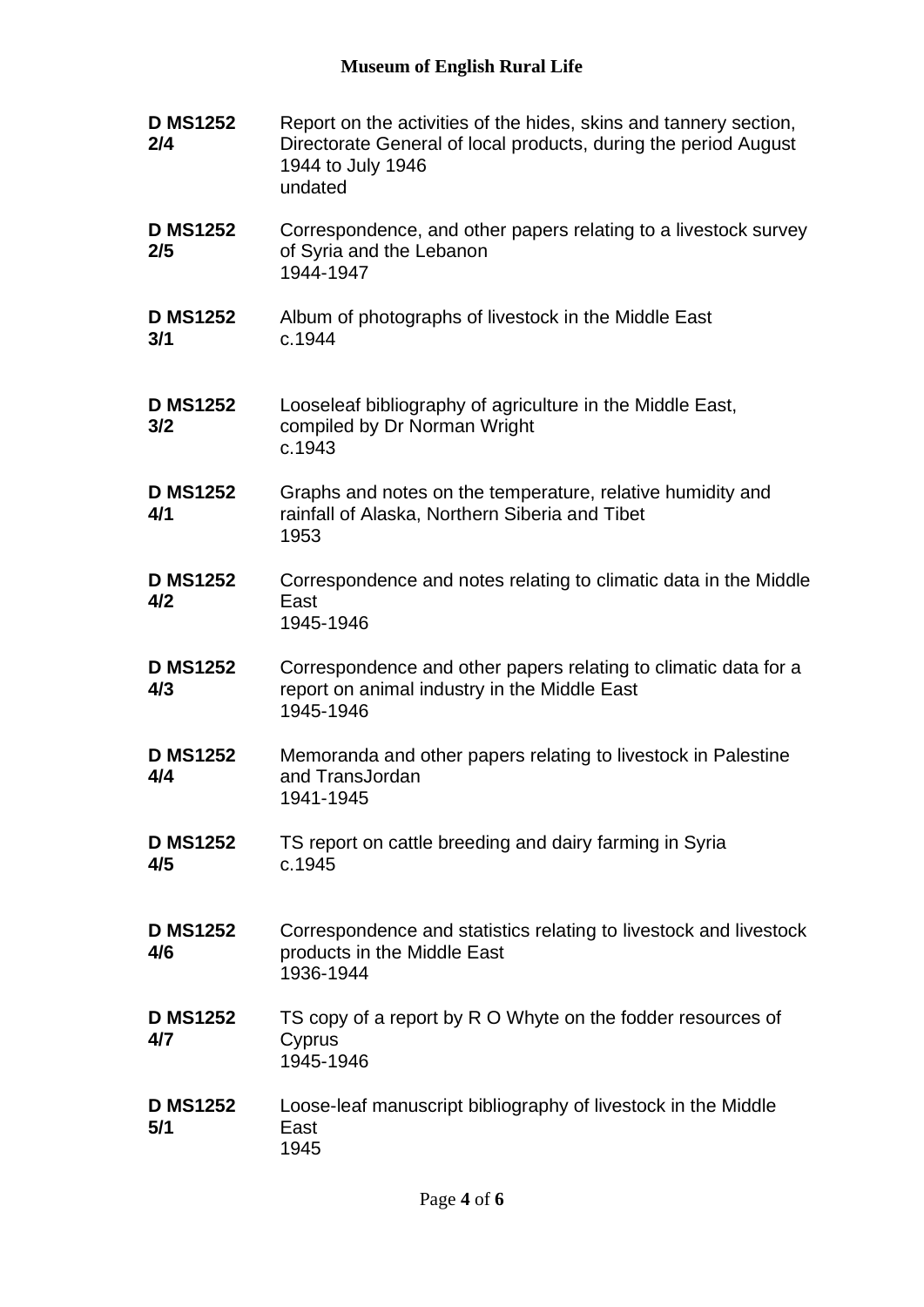**D MS1252 2/4** Report on the activities of the hides, skins and tannery section, Directorate General of local products, during the period August 1944 to July 1946
undated

**D MS1252 2/5** Correspondence, and other papers relating to a livestock survey of Syria and the Lebanon
1944-1947

**D MS1252 3/1** Album of photographs of livestock in the Middle East
c.1944

**D MS1252 3/2** Looseleaf bibliography of agriculture in the Middle East, compiled by Dr Norman Wright
c.1943

**D MS1252 4/1** Graphs and notes on the temperature, relative humidity and rainfall of Alaska, Northern Siberia and Tibet
1953

**D MS1252 4/2** Correspondence and notes relating to climatic data in the Middle East
1945-1946

**D MS1252 4/3** Correspondence and other papers relating to climatic data for a report on animal industry in the Middle East
1945-1946

**D MS1252 4/4** Memoranda and other papers relating to livestock in Palestine and TransJordan
1941-1945

**D MS1252 4/5** TS report on cattle breeding and dairy farming in Syria
c.1945

**D MS1252 4/6** Correspondence and statistics relating to livestock and livestock products in the Middle East
1936-1944

**D MS1252 4/7** TS copy of a report by R O Whyte on the fodder resources of Cyprus
1945-1946

**D MS1252 5/1** Loose-leaf manuscript bibliography of livestock in the Middle East
1945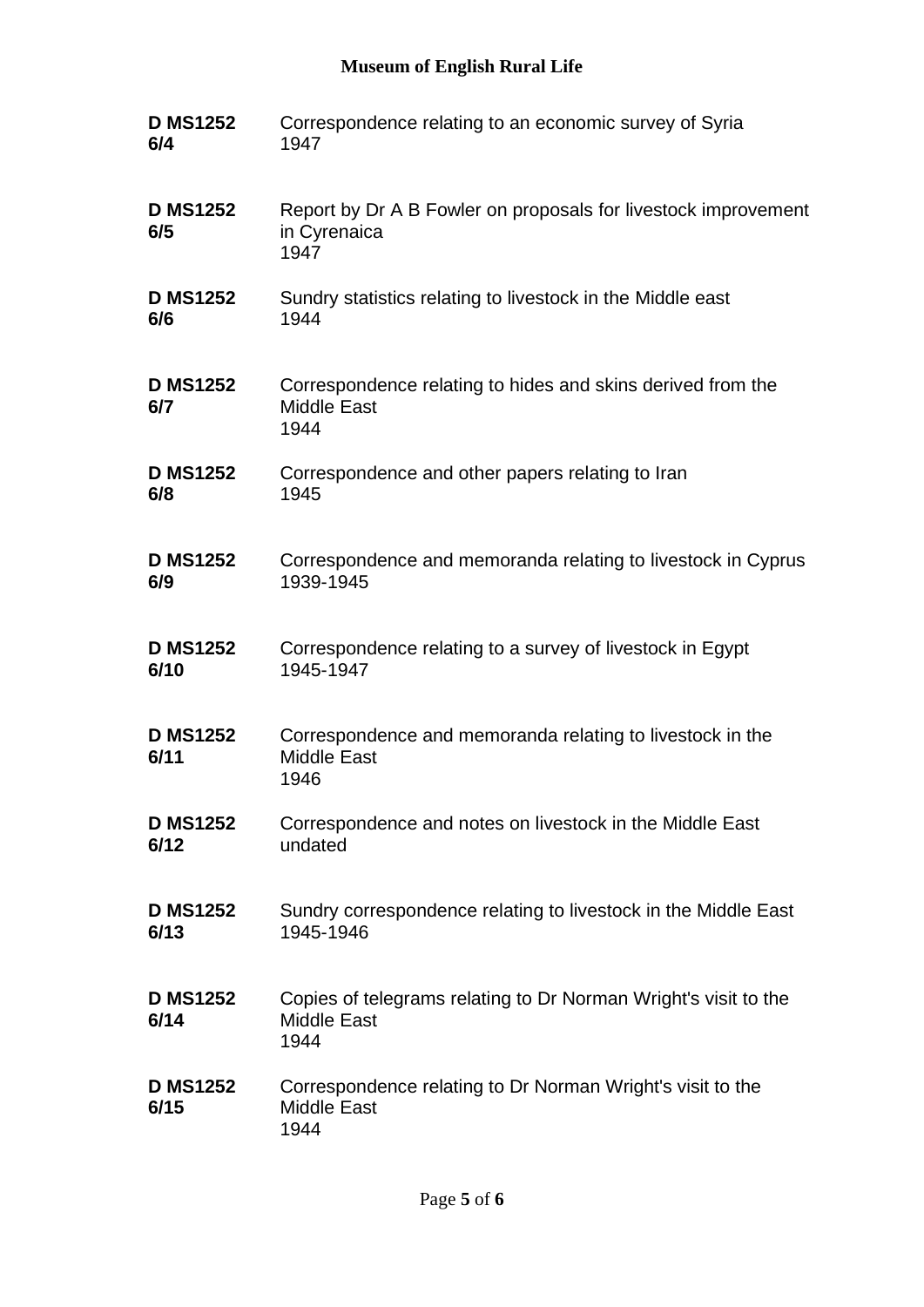| | |
|---|---|
| **D MS1252 6/4** | Correspondence relating to an economic survey of Syria<br>1947 |
| **D MS1252 6/5** | Report by Dr A B Fowler on proposals for livestock improvement in Cyrenaica<br>1947 |
| **D MS1252 6/6** | Sundry statistics relating to livestock in the Middle east<br>1944 |
| **D MS1252 6/7** | Correspondence relating to hides and skins derived from the Middle East<br>1944 |
| **D MS1252 6/8** | Correspondence and other papers relating to Iran<br>1945 |
| **D MS1252 6/9** | Correspondence and memoranda relating to livestock in Cyprus<br>1939-1945 |
| **D MS1252 6/10** | Correspondence relating to a survey of livestock in Egypt<br>1945-1947 |
| **D MS1252 6/11** | Correspondence and memoranda relating to livestock in the Middle East<br>1946 |
| **D MS1252 6/12** | Correspondence and notes on livestock in the Middle East<br>undated |
| **D MS1252 6/13** | Sundry correspondence relating to livestock in the Middle East<br>1945-1946 |
| **D MS1252 6/14** | Copies of telegrams relating to Dr Norman Wright's visit to the Middle East<br>1944 |
| **D MS1252 6/15** | Correspondence relating to Dr Norman Wright's visit to the Middle East<br>1944 |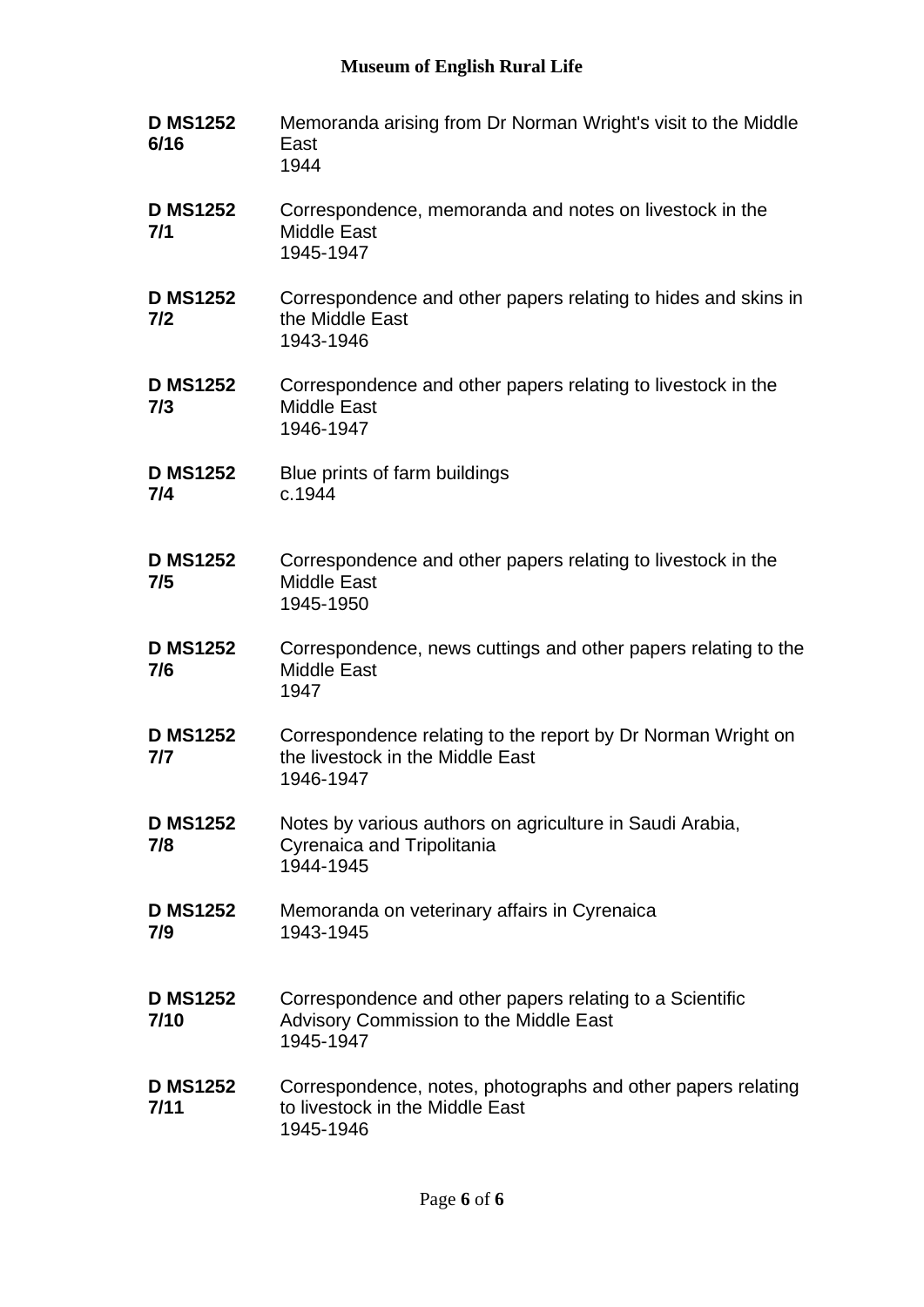**D MS1252 6/16** Memoranda arising from Dr Norman Wright's visit to the Middle East
1944

**D MS1252 7/1** Correspondence, memoranda and notes on livestock in the Middle East
1945-1947

**D MS1252 7/2** Correspondence and other papers relating to hides and skins in the Middle East
1943-1946

**D MS1252 7/3** Correspondence and other papers relating to livestock in the Middle East
1946-1947

**D MS1252 7/4** Blue prints of farm buildings
c.1944

**D MS1252 7/5** Correspondence and other papers relating to livestock in the Middle East
1945-1950

**D MS1252 7/6** Correspondence, news cuttings and other papers relating to the Middle East
1947

**D MS1252 7/7** Correspondence relating to the report by Dr Norman Wright on the livestock in the Middle East
1946-1947

**D MS1252 7/8** Notes by various authors on agriculture in Saudi Arabia, Cyrenaica and Tripolitania
1944-1945

**D MS1252 7/9** Memoranda on veterinary affairs in Cyrenaica
1943-1945

**D MS1252 7/10** Correspondence and other papers relating to a Scientific Advisory Commission to the Middle East
1945-1947

**D MS1252 7/11** Correspondence, notes, photographs and other papers relating to livestock in the Middle East
1945-1946